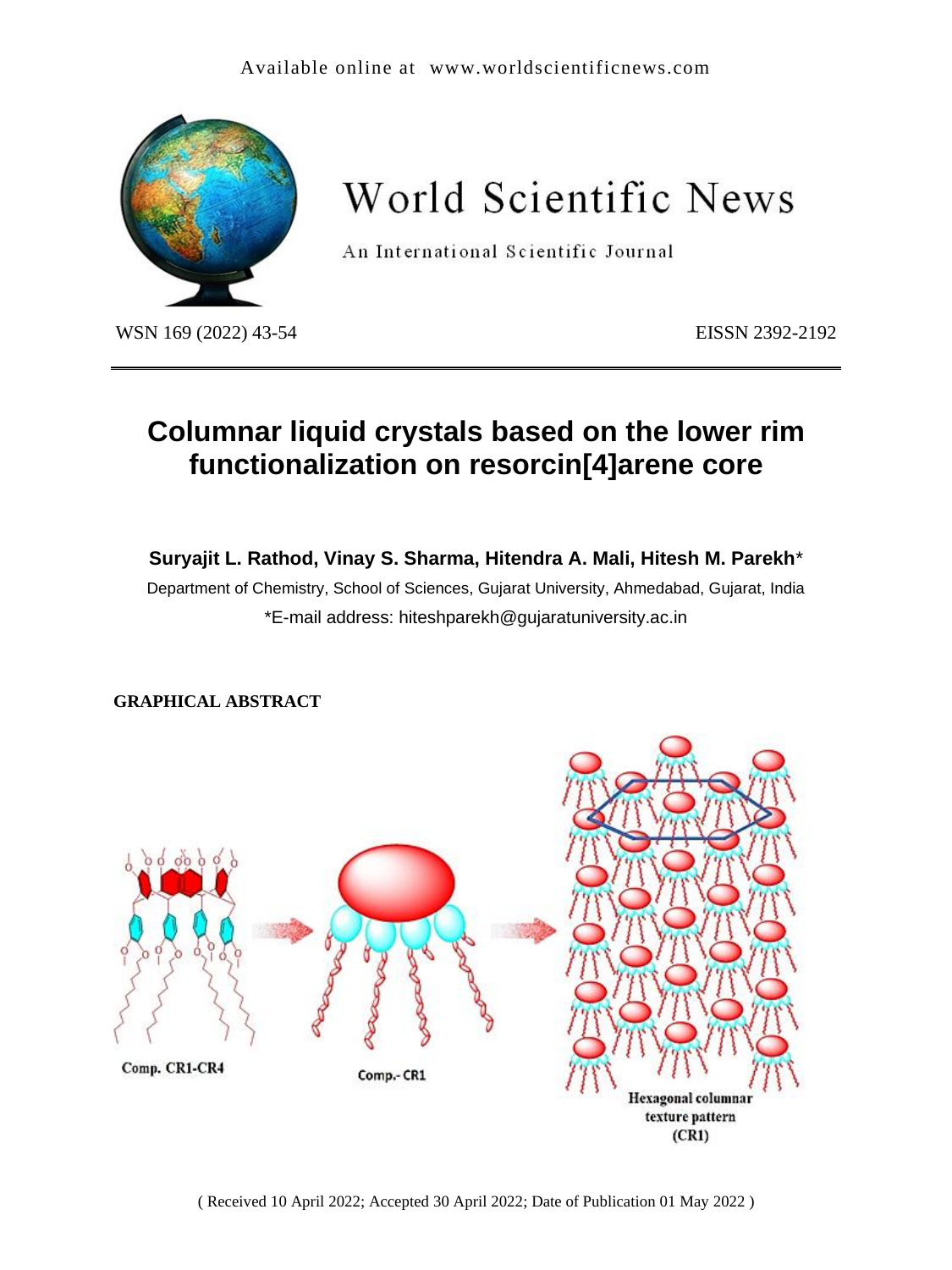# Columnar liquid crystals based on the lower rim functionalization on resorcin[4]arene core

**Suryajit L. Rathod, Vinay S. Sharma, Hitendra A. Mali, Hitesh M. Parekh***

Department of Chemistry, School of Sciences, Gujarat University, Ahmedabad, Gujarat, India

*E-mail address: hiteshparekh@gujaratuniversity.ac.in

**GRAPHICAL ABSTRACT**

( Received 10 April 2022; Accepted 30 April 2022; Date of Publication 01 May 2022 )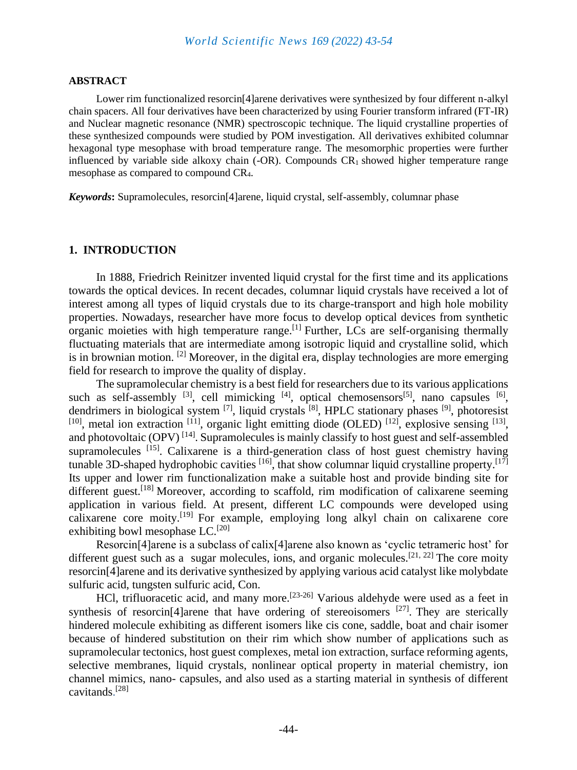## ABSTRACT

Lower rim functionalized resorcin[4]arene derivatives were synthesized by four different n-alkyl chain spacers. All four derivatives have been characterized by using Fourier transform infrared (FT-IR) and Nuclear magnetic resonance (NMR) spectroscopic technique. The liquid crystalline properties of these synthesized compounds were studied by POM investigation. All derivatives exhibited columnar hexagonal type mesophase with broad temperature range. The mesomorphic properties were further influenced by variable side alkoxy chain (-OR). Compounds $CR_1$ showed higher temperature range mesophase as compared to compound $CR_4$.

***Keywords*:** Supramolecules, resorcin[4]arene, liquid crystal, self-assembly, columnar phase

## 1. INTRODUCTION

In 1888, Friedrich Reinitzer invented liquid crystal for the first time and its applications towards the optical devices. In recent decades, columnar liquid crystals have received a lot of interest among all types of liquid crystals due to its charge-transport and high hole mobility properties. Nowadays, researcher have more focus to develop optical devices from synthetic organic moieties with high temperature range.[1] Further, LCs are self-organising thermally fluctuating materials that are intermediate among isotropic liquid and crystalline solid, which is in brownian motion. [2] Moreover, in the digital era, display technologies are more emerging field for research to improve the quality of display.

The supramolecular chemistry is a best field for researchers due to its various applications such as self-assembly [3], cell mimicking [4], optical chemosensors[5], nano capsules [6], dendrimers in biological system [7], liquid crystals [8], HPLC stationary phases [9], photoresist [10], metal ion extraction [11], organic light emitting diode (OLED) [12], explosive sensing [13], and photovoltaic (OPV) [14]. Supramolecules is mainly classify to host guest and self-assembled supramolecules [15]. Calixarene is a third-generation class of host guest chemistry having tunable 3D-shaped hydrophobic cavities [16], that show columnar liquid crystalline property.[17] Its upper and lower rim functionalization make a suitable host and provide binding site for different guest.[18] Moreover, according to scaffold, rim modification of calixarene seeming application in various field. At present, different LC compounds were developed using calixarene core moity.[19] For example, employing long alkyl chain on calixarene core exhibiting bowl mesophase LC.[20]

Resorcin[4]arene is a subclass of calix[4]arene also known as 'cyclic tetrameric host' for different guest such as a sugar molecules, ions, and organic molecules.[21, 22] The core moity resorcin[4]arene and its derivative synthesized by applying various acid catalyst like molybdate sulfuric acid, tungsten sulfuric acid, Con.

HCl, trifluoracetic acid, and many more.[23-26] Various aldehyde were used as a feet in synthesis of resorcin[4]arene that have ordering of stereoisomers [27]. They are sterically hindered molecule exhibiting as different isomers like cis cone, saddle, boat and chair isomer because of hindered substitution on their rim which show number of applications such as supramolecular tectonics, host guest complexes, metal ion extraction, surface reforming agents, selective membranes, liquid crystals, nonlinear optical property in material chemistry, ion channel mimics, nano- capsules, and also used as a starting material in synthesis of different cavitands.[28]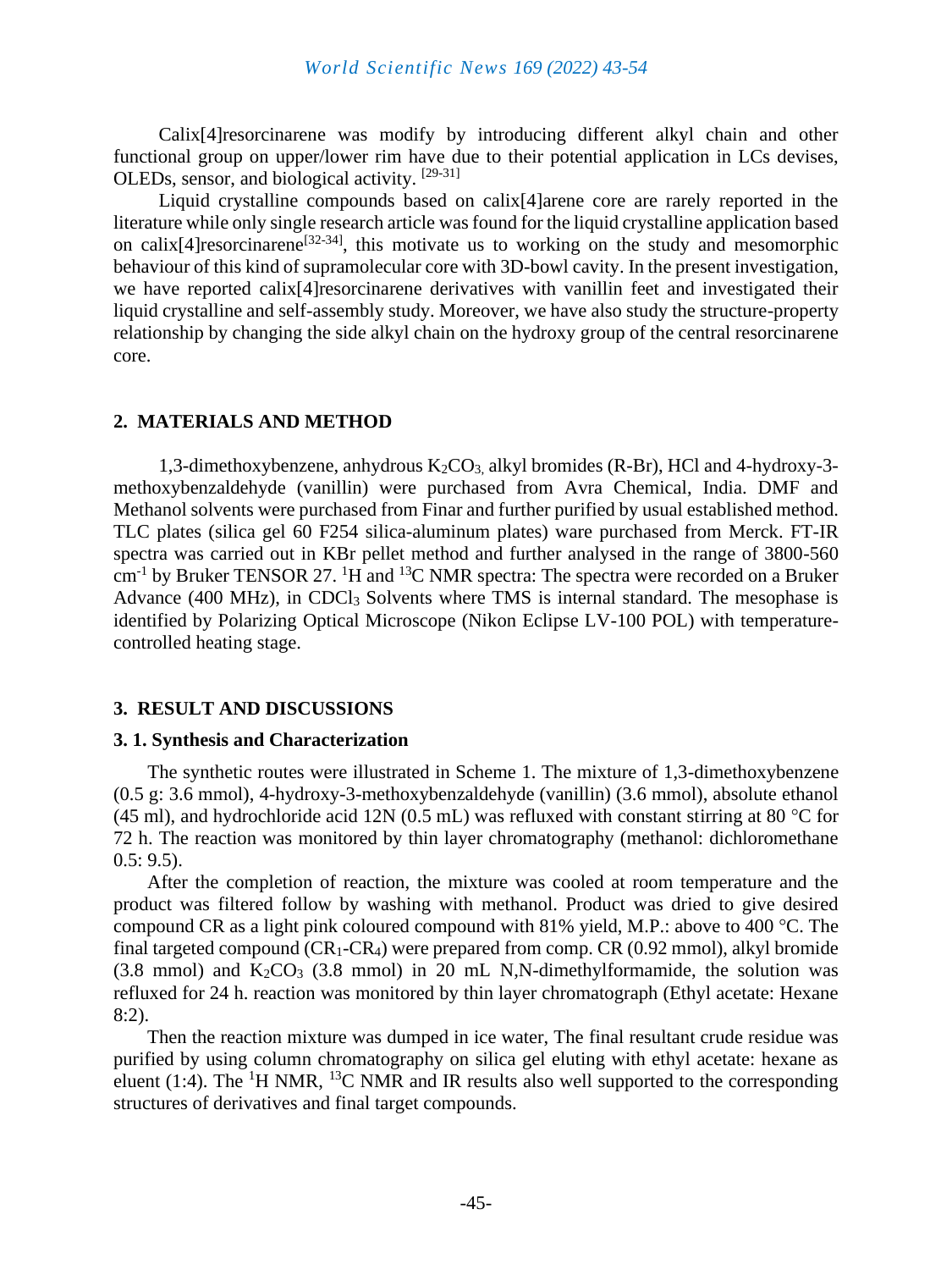Calix[4]resorcinarene was modify by introducing different alkyl chain and other functional group on upper/lower rim have due to their potential application in LCs devises, OLEDs, sensor, and biological activity. [29-31]

Liquid crystalline compounds based on calix[4]arene core are rarely reported in the literature while only single research article was found for the liquid crystalline application based on calix[4]resorcinarene[32-34], this motivate us to working on the study and mesomorphic behaviour of this kind of supramolecular core with 3D-bowl cavity. In the present investigation, we have reported calix[4]resorcinarene derivatives with vanillin feet and investigated their liquid crystalline and self-assembly study. Moreover, we have also study the structure-property relationship by changing the side alkyl chain on the hydroxy group of the central resorcinarene core.

## 2. MATERIALS AND METHOD

1,3-dimethoxybenzene, anhydrous $K_2CO_3$, alkyl bromides (R-Br), HCl and 4-hydroxy-3-methoxybenzaldehyde (vanillin) were purchased from Avra Chemical, India. DMF and Methanol solvents were purchased from Finar and further purified by usual established method. TLC plates (silica gel 60 F254 silica-aluminum plates) ware purchased from Merck. FT-IR spectra was carried out in KBr pellet method and further analysed in the range of 3800-560 $cm^{-1}$ by Bruker TENSOR 27. $^1H$ and $^{13}C$ NMR spectra: The spectra were recorded on a Bruker Advance (400 MHz), in $CDCl_3$ Solvents where TMS is internal standard. The mesophase is identified by Polarizing Optical Microscope (Nikon Eclipse LV-100 POL) with temperature-controlled heating stage.

## 3. RESULT AND DISCUSSIONS

### 3. 1. Synthesis and Characterization

The synthetic routes were illustrated in Scheme 1. The mixture of 1,3-dimethoxybenzene (0.5 g: 3.6 mmol), 4-hydroxy-3-methoxybenzaldehyde (vanillin) (3.6 mmol), absolute ethanol (45 ml), and hydrochloride acid 12N (0.5 mL) was refluxed with constant stirring at 80 °C for 72 h. The reaction was monitored by thin layer chromatography (methanol: dichloromethane 0.5: 9.5).

After the completion of reaction, the mixture was cooled at room temperature and the product was filtered follow by washing with methanol. Product was dried to give desired compound CR as a light pink coloured compound with 81% yield, M.P.: above to 400 °C. The final targeted compound ($CR_1$-$CR_4$) were prepared from comp. CR (0.92 mmol), alkyl bromide (3.8 mmol) and $K_2CO_3$ (3.8 mmol) in 20 mL N,N-dimethylformamide, the solution was refluxed for 24 h. reaction was monitored by thin layer chromatograph (Ethyl acetate: Hexane 8:2).

Then the reaction mixture was dumped in ice water, The final resultant crude residue was purified by using column chromatography on silica gel eluting with ethyl acetate: hexane as eluent (1:4). The $^1H$ NMR, $^{13}C$ NMR and IR results also well supported to the corresponding structures of derivatives and final target compounds.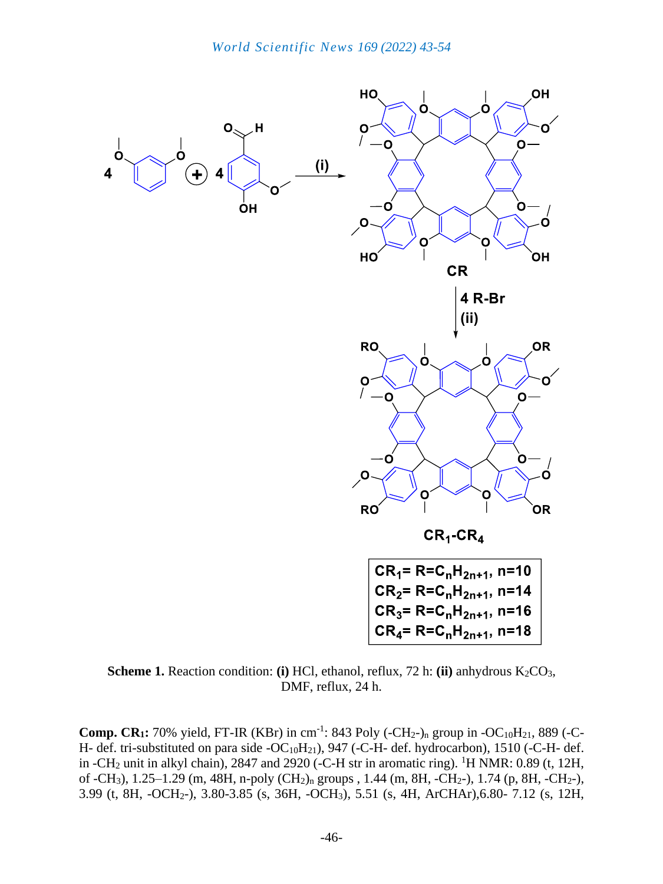**Scheme 1.** Reaction condition: **(i)** HCl, ethanol, reflux, 72 h: **(ii)** anhydrous $K_2CO_3$, DMF, reflux, 24 h.

**Comp. CR₁:** 70% yield, FT-IR (KBr) in $cm^{-1}$: 843 Poly $(-CH_2-)_n$ group in $-OC_{10}H_{21}$, 889 (-C-H- def. tri-substituted on para side $-OC_{10}H_{21}$), 947 (-C-H- def. hydrocarbon), 1510 (-C-H- def. in $-CH_2$ unit in alkyl chain), 2847 and 2920 (-C-H str in aromatic ring). $^{1}H$ NMR: 0.89 (t, 12H, of $-CH_3$), 1.25–1.29 (m, 48H, n-poly $(CH_2)_n$ groups , 1.44 (m, 8H, $-CH_2-$), 1.74 (p, 8H, $-CH_2-$), 3.99 (t, 8H, $-OCH_2-$), 3.80-3.85 (s, 36H, $-OCH_3$), 5.51 (s, 4H, ArCHAr),6.80- 7.12 (s, 12H,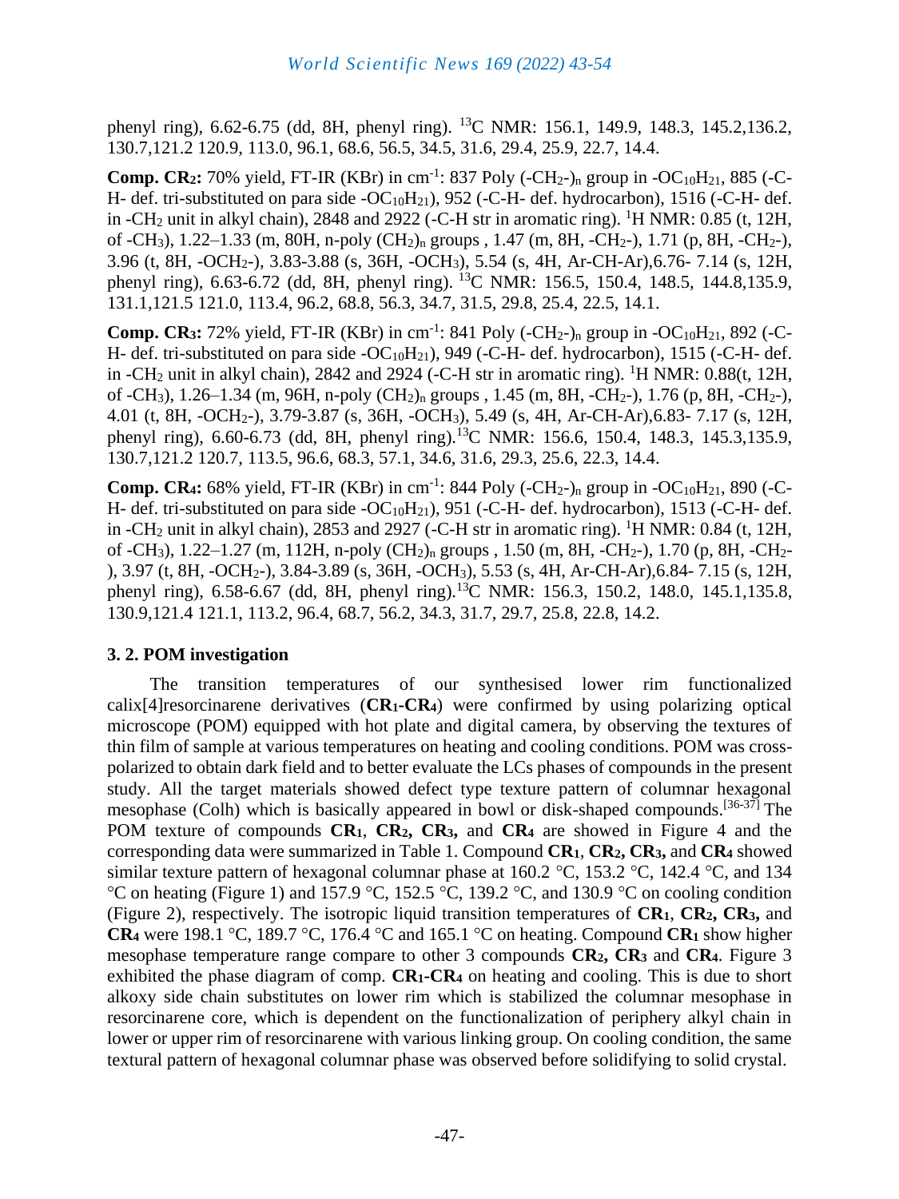phenyl ring), 6.62-6.75 (dd, 8H, phenyl ring). $^{13}C$ NMR: 156.1, 149.9, 148.3, 145.2,136.2, 130.7,121.2 120.9, 113.0, 96.1, 68.6, 56.5, 34.5, 31.6, 29.4, 25.9, 22.7, 14.4.

**Comp. CR$_2$:** 70% yield, FT-IR (KBr) in cm$^{-1}$: 837 Poly $(-CH_2-)_n$ group in $-OC_{10}H_{21}$, 885 (-C-H- def. tri-substituted on para side $-OC_{10}H_{21}$), 952 (-C-H- def. hydrocarbon), 1516 (-C-H- def. in $-CH_2$ unit in alkyl chain), 2848 and 2922 (-C-H str in aromatic ring). $^1H$ NMR: 0.85 (t, 12H, of $-CH_3$), 1.22–1.33 (m, 80H, n-poly $(CH_2)_n$ groups , 1.47 (m, 8H, $-CH_2-$), 1.71 (p, 8H, $-CH_2-$), 3.96 (t, 8H, $-OCH_2-$), 3.83-3.88 (s, 36H, $-OCH_3$), 5.54 (s, 4H, Ar-CH-Ar),6.76- 7.14 (s, 12H, phenyl ring), 6.63-6.72 (dd, 8H, phenyl ring). $^{13}C$ NMR: 156.5, 150.4, 148.5, 144.8,135.9, 131.1,121.5 121.0, 113.4, 96.2, 68.8, 56.3, 34.7, 31.5, 29.8, 25.4, 22.5, 14.1.

**Comp. CR$_3$:** 72% yield, FT-IR (KBr) in cm$^{-1}$: 841 Poly $(-CH_2-)_n$ group in $-OC_{10}H_{21}$, 892 (-C-H- def. tri-substituted on para side $-OC_{10}H_{21}$), 949 (-C-H- def. hydrocarbon), 1515 (-C-H- def. in $-CH_2$ unit in alkyl chain), 2842 and 2924 (-C-H str in aromatic ring). $^1H$ NMR: 0.88(t, 12H, of $-CH_3$), 1.26–1.34 (m, 96H, n-poly $(CH_2)_n$ groups , 1.45 (m, 8H, $-CH_2-$), 1.76 (p, 8H, $-CH_2-$), 4.01 (t, 8H, $-OCH_2-$), 3.79-3.87 (s, 36H, $-OCH_3$), 5.49 (s, 4H, Ar-CH-Ar),6.83- 7.17 (s, 12H, phenyl ring), 6.60-6.73 (dd, 8H, phenyl ring).$^{13}C$ NMR: 156.6, 150.4, 148.3, 145.3,135.9, 130.7,121.2 120.7, 113.5, 96.6, 68.3, 57.1, 34.6, 31.6, 29.3, 25.6, 22.3, 14.4.

**Comp. CR$_4$:** 68% yield, FT-IR (KBr) in cm$^{-1}$: 844 Poly $(-CH_2-)_n$ group in $-OC_{10}H_{21}$, 890 (-C-H- def. tri-substituted on para side $-OC_{10}H_{21}$), 951 (-C-H- def. hydrocarbon), 1513 (-C-H- def. in $-CH_2$ unit in alkyl chain), 2853 and 2927 (-C-H str in aromatic ring). $^1H$ NMR: 0.84 (t, 12H, of $-CH_3$), 1.22–1.27 (m, 112H, n-poly $(CH_2)_n$ groups , 1.50 (m, 8H, $-CH_2-$), 1.70 (p, 8H, $-CH_2-$), 3.97 (t, 8H, $-OCH_2-$), 3.84-3.89 (s, 36H, $-OCH_3$), 5.53 (s, 4H, Ar-CH-Ar),6.84- 7.15 (s, 12H, phenyl ring), 6.58-6.67 (dd, 8H, phenyl ring).$^{13}C$ NMR: 156.3, 150.2, 148.0, 145.1,135.8, 130.9,121.4 121.1, 113.2, 96.4, 68.7, 56.2, 34.3, 31.7, 29.7, 25.8, 22.8, 14.2.

### 3. 2. POM investigation

The transition temperatures of our synthesised lower rim functionalized calix[4]resorcinarene derivatives (**CR$_1$-CR$_4$**) were confirmed by using polarizing optical microscope (POM) equipped with hot plate and digital camera, by observing the textures of thin film of sample at various temperatures on heating and cooling conditions. POM was cross-polarized to obtain dark field and to better evaluate the LCs phases of compounds in the present study. All the target materials showed defect type texture pattern of columnar hexagonal mesophase (Colh) which is basically appeared in bowl or disk-shaped compounds.[36-37] The POM texture of compounds **CR$_1$**, **CR$_2$, CR$_3$,** and **CR$_4$** are showed in Figure 4 and the corresponding data were summarized in Table 1. Compound **CR$_1$**, **CR$_2$, CR$_3$,** and **CR$_4$** showed similar texture pattern of hexagonal columnar phase at 160.2 °C, 153.2 °C, 142.4 °C, and 134 °C on heating (Figure 1) and 157.9 °C, 152.5 °C, 139.2 °C, and 130.9 °C on cooling condition (Figure 2), respectively. The isotropic liquid transition temperatures of **CR$_1$**, **CR$_2$, CR$_3$,** and **CR$_4$** were 198.1 °C, 189.7 °C, 176.4 °C and 165.1 °C on heating. Compound **CR$_1$** show higher mesophase temperature range compare to other 3 compounds **CR$_2$, CR$_3$** and **CR$_4$**. Figure 3 exhibited the phase diagram of comp. **CR$_1$-CR$_4$** on heating and cooling. This is due to short alkoxy side chain substitutes on lower rim which is stabilized the columnar mesophase in resorcinarene core, which is dependent on the functionalization of periphery alkyl chain in lower or upper rim of resorcinarene with various linking group. On cooling condition, the same textural pattern of hexagonal columnar phase was observed before solidifying to solid crystal.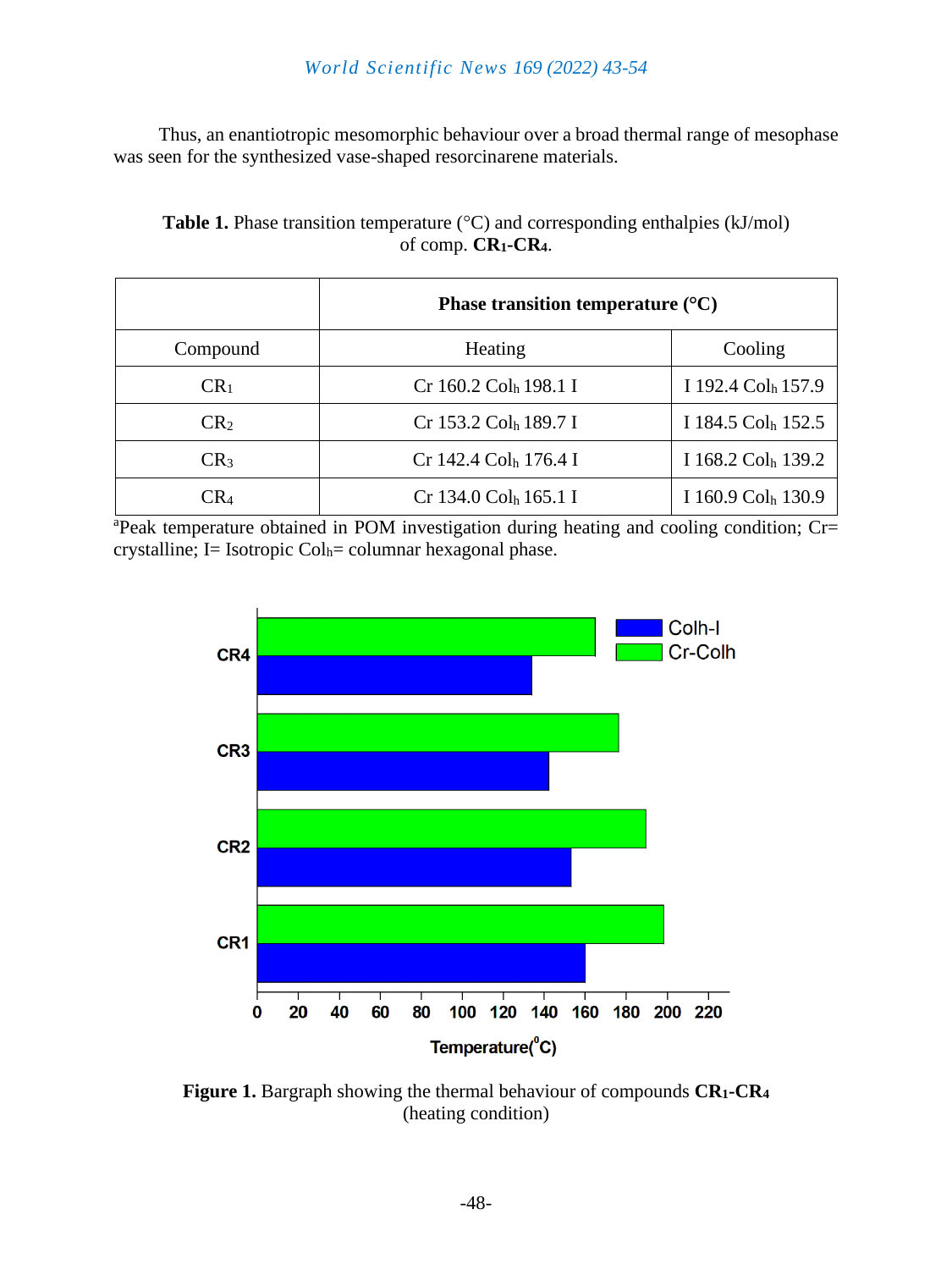Thus, an enantiotropic mesomorphic behaviour over a broad thermal range of mesophase was seen for the synthesized vase-shaped resorcinarene materials.

**Table 1.** Phase transition temperature (°C) and corresponding enthalpies (kJ/mol) of comp. **$CR_1$-$CR_4$**.

| | **Phase transition temperature (°C)** | |
|---|---|---|
| Compound | Heating | Cooling |
| $CR_1$ | Cr 160.2 $Col_h$ 198.1 I | I 192.4 $Col_h$ 157.9 |
| $CR_2$ | Cr 153.2 $Col_h$ 189.7 I | I 184.5 $Col_h$ 152.5 |
| $CR_3$ | Cr 142.4 $Col_h$ 176.4 I | I 168.2 $Col_h$ 139.2 |
| $CR_4$ | Cr 134.0 $Col_h$ 165.1 I | I 160.9 $Col_h$ 130.9 |

[a]Peak temperature obtained in POM investigation during heating and cooling condition; Cr= crystalline; I= Isotropic $Col_h$= columnar hexagonal phase.

**Figure 1.** Bargraph showing the thermal behaviour of compounds **$CR_1$-$CR_4$** (heating condition)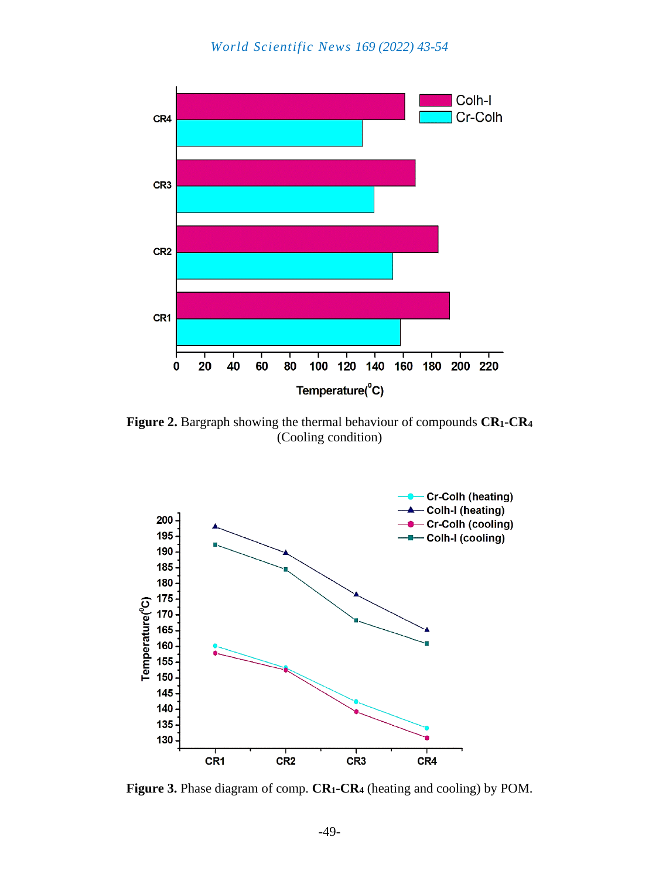**Figure 2.** Bargraph showing the thermal behaviour of compounds **$CR_1$-$CR_4$** (Cooling condition)

**Figure 3.** Phase diagram of comp. **$CR_1$-$CR_4$** (heating and cooling) by POM.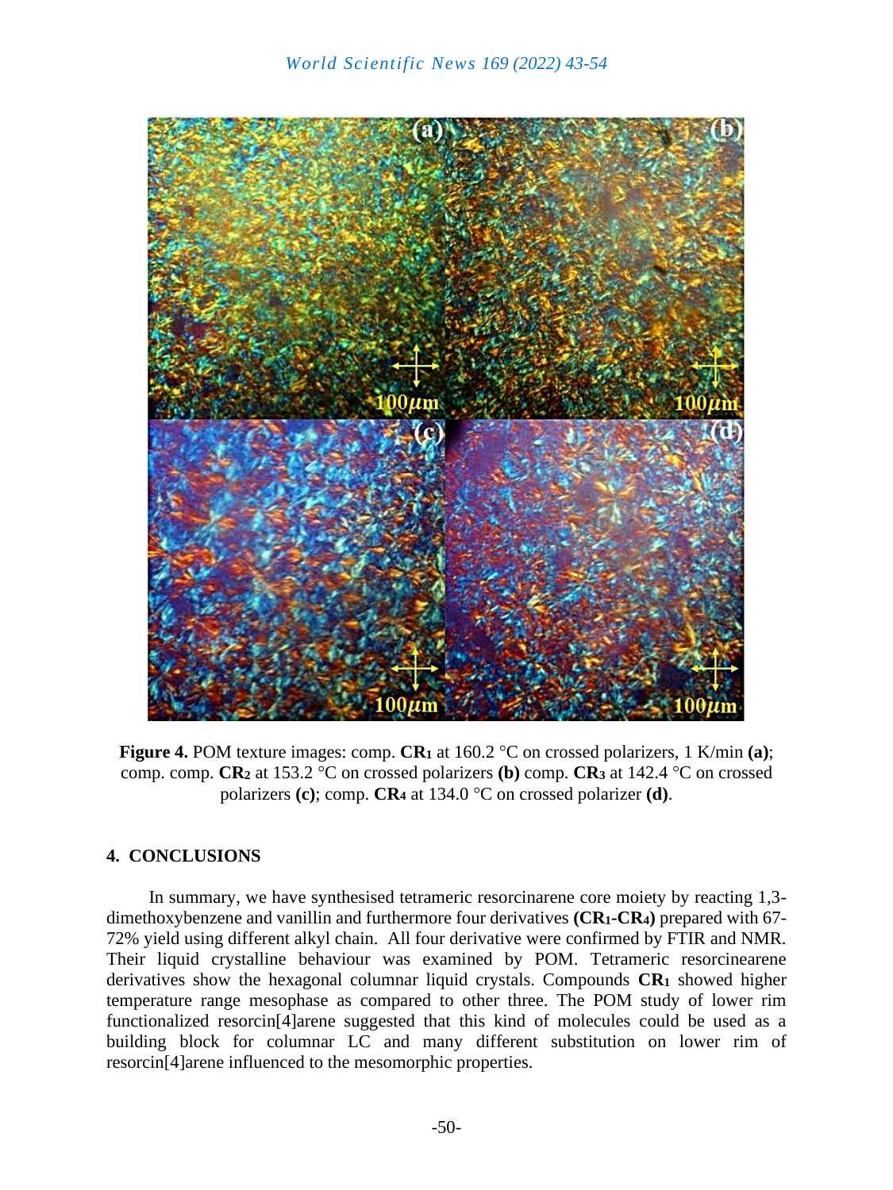**Figure 4.** POM texture images: comp. **$CR_1$** at 160.2 °C on crossed polarizers, 1 K/min **(a)**; comp. comp. **$CR_2$** at 153.2 °C on crossed polarizers **(b)** comp. **$CR_3$** at 142.4 °C on crossed polarizers **(c)**; comp. **$CR_4$** at 134.0 °C on crossed polarizer **(d)**.

## 4. CONCLUSIONS

In summary, we have synthesised tetrameric resorcinarene core moiety by reacting 1,3-dimethoxybenzene and vanillin and furthermore four derivatives **($CR_1$-$CR_4$)** prepared with 67-72% yield using different alkyl chain. All four derivative were confirmed by FTIR and NMR. Their liquid crystalline behaviour was examined by POM. Tetrameric resorcinearene derivatives show the hexagonal columnar liquid crystals. Compounds **$CR_1$** showed higher temperature range mesophase as compared to other three. The POM study of lower rim functionalized resorcin[4]arene suggested that this kind of molecules could be used as a building block for columnar LC and many different substitution on lower rim of resorcin[4]arene influenced to the mesomorphic properties.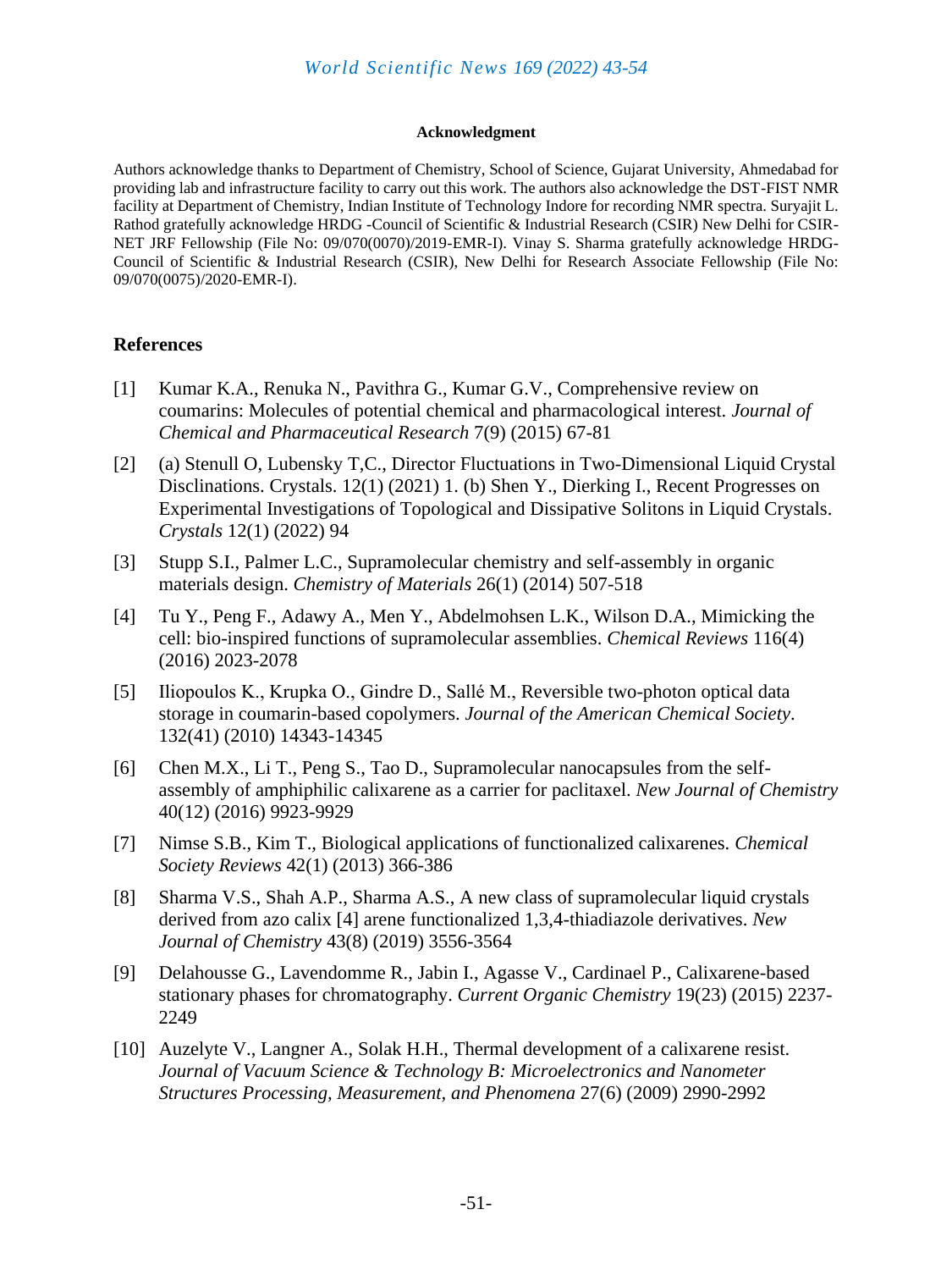**Acknowledgment**

Authors acknowledge thanks to Department of Chemistry, School of Science, Gujarat University, Ahmedabad for providing lab and infrastructure facility to carry out this work. The authors also acknowledge the DST-FIST NMR facility at Department of Chemistry, Indian Institute of Technology Indore for recording NMR spectra. Suryajit L. Rathod gratefully acknowledge HRDG -Council of Scientific & Industrial Research (CSIR) New Delhi for CSIR-NET JRF Fellowship (File No: 09/070(0070)/2019-EMR-I). Vinay S. Sharma gratefully acknowledge HRDG-Council of Scientific & Industrial Research (CSIR), New Delhi for Research Associate Fellowship (File No: 09/070(0075)/2020-EMR-I).

## References

[1] Kumar K.A., Renuka N., Pavithra G., Kumar G.V., Comprehensive review on coumarins: Molecules of potential chemical and pharmacological interest. *Journal of Chemical and Pharmaceutical Research* 7(9) (2015) 67-81

[2] (a) Stenull O, Lubensky T,C., Director Fluctuations in Two-Dimensional Liquid Crystal Disclinations. Crystals. 12(1) (2021) 1. (b) Shen Y., Dierking I., Recent Progresses on Experimental Investigations of Topological and Dissipative Solitons in Liquid Crystals. *Crystals* 12(1) (2022) 94

[3] Stupp S.I., Palmer L.C., Supramolecular chemistry and self-assembly in organic materials design. *Chemistry of Materials* 26(1) (2014) 507-518

[4] Tu Y., Peng F., Adawy A., Men Y., Abdelmohsen L.K., Wilson D.A., Mimicking the cell: bio-inspired functions of supramolecular assemblies. *Chemical Reviews* 116(4) (2016) 2023-2078

[5] Iliopoulos K., Krupka O., Gindre D., Sallé M., Reversible two-photon optical data storage in coumarin-based copolymers. *Journal of the American Chemical Society*. 132(41) (2010) 14343-14345

[6] Chen M.X., Li T., Peng S., Tao D., Supramolecular nanocapsules from the self-assembly of amphiphilic calixarene as a carrier for paclitaxel. *New Journal of Chemistry* 40(12) (2016) 9923-9929

[7] Nimse S.B., Kim T., Biological applications of functionalized calixarenes. *Chemical Society Reviews* 42(1) (2013) 366-386

[8] Sharma V.S., Shah A.P., Sharma A.S., A new class of supramolecular liquid crystals derived from azo calix [4] arene functionalized 1,3,4-thiadiazole derivatives. *New Journal of Chemistry* 43(8) (2019) 3556-3564

[9] Delahousse G., Lavendomme R., Jabin I., Agasse V., Cardinael P., Calixarene-based stationary phases for chromatography. *Current Organic Chemistry* 19(23) (2015) 2237-2249

[10] Auzelyte V., Langner A., Solak H.H., Thermal development of a calixarene resist. *Journal of Vacuum Science & Technology B: Microelectronics and Nanometer Structures Processing, Measurement, and Phenomena* 27(6) (2009) 2990-2992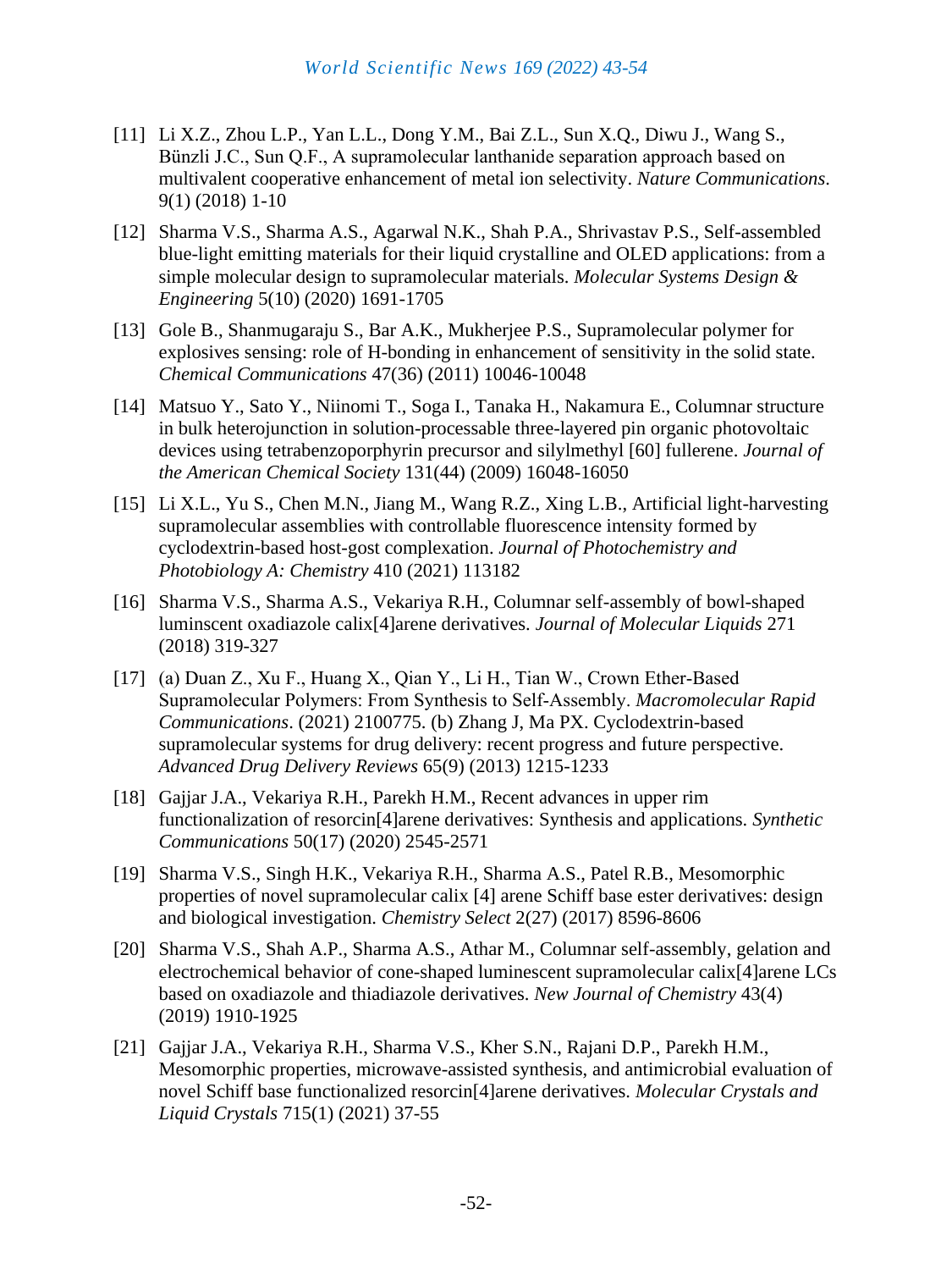[11] Li X.Z., Zhou L.P., Yan L.L., Dong Y.M., Bai Z.L., Sun X.Q., Diwu J., Wang S., Bünzli J.C., Sun Q.F., A supramolecular lanthanide separation approach based on multivalent cooperative enhancement of metal ion selectivity. *Nature Communications*. 9(1) (2018) 1-10

[12] Sharma V.S., Sharma A.S., Agarwal N.K., Shah P.A., Shrivastav P.S., Self-assembled blue-light emitting materials for their liquid crystalline and OLED applications: from a simple molecular design to supramolecular materials. *Molecular Systems Design & Engineering* 5(10) (2020) 1691-1705

[13] Gole B., Shanmugaraju S., Bar A.K., Mukherjee P.S., Supramolecular polymer for explosives sensing: role of H-bonding in enhancement of sensitivity in the solid state. *Chemical Communications* 47(36) (2011) 10046-10048

[14] Matsuo Y., Sato Y., Niinomi T., Soga I., Tanaka H., Nakamura E., Columnar structure in bulk heterojunction in solution-processable three-layered pin organic photovoltaic devices using tetrabenzoporphyrin precursor and silylmethyl [60] fullerene. *Journal of the American Chemical Society* 131(44) (2009) 16048-16050

[15] Li X.L., Yu S., Chen M.N., Jiang M., Wang R.Z., Xing L.B., Artificial light-harvesting supramolecular assemblies with controllable fluorescence intensity formed by cyclodextrin-based host-gost complexation. *Journal of Photochemistry and Photobiology A: Chemistry* 410 (2021) 113182

[16] Sharma V.S., Sharma A.S., Vekariya R.H., Columnar self-assembly of bowl-shaped luminscent oxadiazole calix[4]arene derivatives. *Journal of Molecular Liquids* 271 (2018) 319-327

[17] (a) Duan Z., Xu F., Huang X., Qian Y., Li H., Tian W., Crown Ether-Based Supramolecular Polymers: From Synthesis to Self-Assembly. *Macromolecular Rapid Communications*. (2021) 2100775. (b) Zhang J, Ma PX. Cyclodextrin-based supramolecular systems for drug delivery: recent progress and future perspective. *Advanced Drug Delivery Reviews* 65(9) (2013) 1215-1233

[18] Gajjar J.A., Vekariya R.H., Parekh H.M., Recent advances in upper rim functionalization of resorcin[4]arene derivatives: Synthesis and applications. *Synthetic Communications* 50(17) (2020) 2545-2571

[19] Sharma V.S., Singh H.K., Vekariya R.H., Sharma A.S., Patel R.B., Mesomorphic properties of novel supramolecular calix [4] arene Schiff base ester derivatives: design and biological investigation. *Chemistry Select* 2(27) (2017) 8596-8606

[20] Sharma V.S., Shah A.P., Sharma A.S., Athar M., Columnar self-assembly, gelation and electrochemical behavior of cone-shaped luminescent supramolecular calix[4]arene LCs based on oxadiazole and thiadiazole derivatives. *New Journal of Chemistry* 43(4) (2019) 1910-1925

[21] Gajjar J.A., Vekariya R.H., Sharma V.S., Kher S.N., Rajani D.P., Parekh H.M., Mesomorphic properties, microwave-assisted synthesis, and antimicrobial evaluation of novel Schiff base functionalized resorcin[4]arene derivatives. *Molecular Crystals and Liquid Crystals* 715(1) (2021) 37-55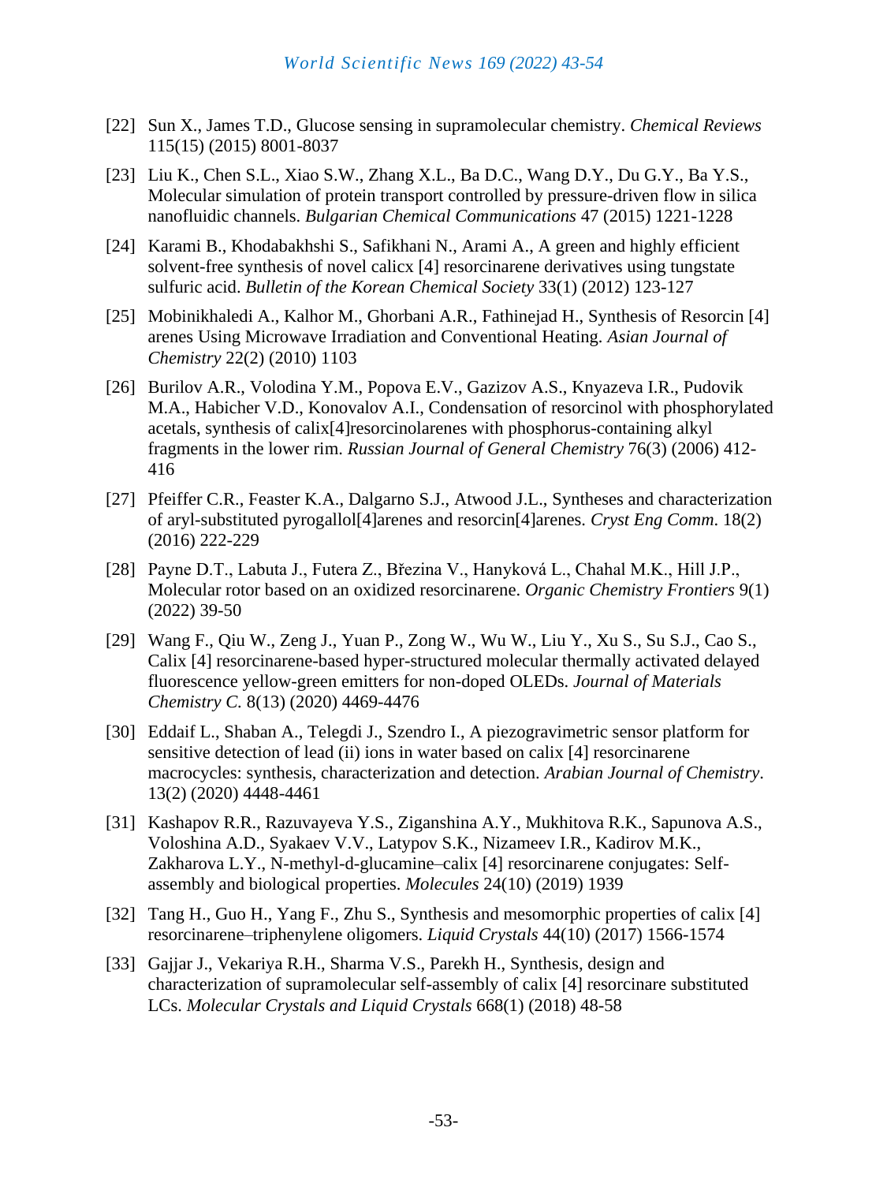[22] Sun X., James T.D., Glucose sensing in supramolecular chemistry. *Chemical Reviews* 115(15) (2015) 8001-8037

[23] Liu K., Chen S.L., Xiao S.W., Zhang X.L., Ba D.C., Wang D.Y., Du G.Y., Ba Y.S., Molecular simulation of protein transport controlled by pressure-driven flow in silica nanofluidic channels. *Bulgarian Chemical Communications* 47 (2015) 1221-1228

[24] Karami B., Khodabakhshi S., Safikhani N., Arami A., A green and highly efficient solvent-free synthesis of novel calicx [4] resorcinarene derivatives using tungstate sulfuric acid. *Bulletin of the Korean Chemical Society* 33(1) (2012) 123-127

[25] Mobinikhaledi A., Kalhor M., Ghorbani A.R., Fathinejad H., Synthesis of Resorcin [4] arenes Using Microwave Irradiation and Conventional Heating. *Asian Journal of Chemistry* 22(2) (2010) 1103

[26] Burilov A.R., Volodina Y.M., Popova E.V., Gazizov A.S., Knyazeva I.R., Pudovik M.A., Habicher V.D., Konovalov A.I., Condensation of resorcinol with phosphorylated acetals, synthesis of calix[4]resorcinolarenes with phosphorus-containing alkyl fragments in the lower rim. *Russian Journal of General Chemistry* 76(3) (2006) 412-416

[27] Pfeiffer C.R., Feaster K.A., Dalgarno S.J., Atwood J.L., Syntheses and characterization of aryl-substituted pyrogallol[4]arenes and resorcin[4]arenes. *Cryst Eng Comm*. 18(2) (2016) 222-229

[28] Payne D.T., Labuta J., Futera Z., Březina V., Hanyková L., Chahal M.K., Hill J.P., Molecular rotor based on an oxidized resorcinarene. *Organic Chemistry Frontiers* 9(1) (2022) 39-50

[29] Wang F., Qiu W., Zeng J., Yuan P., Zong W., Wu W., Liu Y., Xu S., Su S.J., Cao S., Calix [4] resorcinarene-based hyper-structured molecular thermally activated delayed fluorescence yellow-green emitters for non-doped OLEDs. *Journal of Materials Chemistry C*. 8(13) (2020) 4469-4476

[30] Eddaif L., Shaban A., Telegdi J., Szendro I., A piezogravimetric sensor platform for sensitive detection of lead (ii) ions in water based on calix [4] resorcinarene macrocycles: synthesis, characterization and detection. *Arabian Journal of Chemistry*. 13(2) (2020) 4448-4461

[31] Kashapov R.R., Razuvayeva Y.S., Ziganshina A.Y., Mukhitova R.K., Sapunova A.S., Voloshina A.D., Syakaev V.V., Latypov S.K., Nizameev I.R., Kadirov M.K., Zakharova L.Y., N-methyl-d-glucamine–calix [4] resorcinarene conjugates: Self-assembly and biological properties. *Molecules* 24(10) (2019) 1939

[32] Tang H., Guo H., Yang F., Zhu S., Synthesis and mesomorphic properties of calix [4] resorcinarene–triphenylene oligomers. *Liquid Crystals* 44(10) (2017) 1566-1574

[33] Gajjar J., Vekariya R.H., Sharma V.S., Parekh H., Synthesis, design and characterization of supramolecular self-assembly of calix [4] resorcinare substituted LCs. *Molecular Crystals and Liquid Crystals* 668(1) (2018) 48-58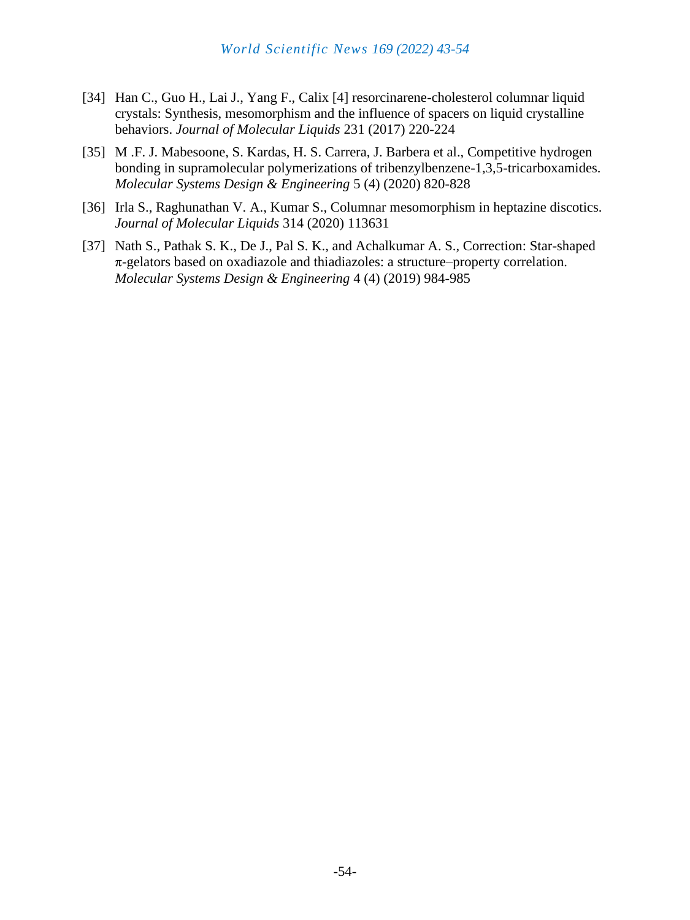[34] Han C., Guo H., Lai J., Yang F., Calix [4] resorcinarene-cholesterol columnar liquid crystals: Synthesis, mesomorphism and the influence of spacers on liquid crystalline behaviors. *Journal of Molecular Liquids* 231 (2017) 220-224

[35] M .F. J. Mabesoone, S. Kardas, H. S. Carrera, J. Barbera et al., Competitive hydrogen bonding in supramolecular polymerizations of tribenzylbenzene-1,3,5-tricarboxamides. *Molecular Systems Design & Engineering* 5 (4) (2020) 820-828

[36] Irla S., Raghunathan V. A., Kumar S., Columnar mesomorphism in heptazine discotics. *Journal of Molecular Liquids* 314 (2020) 113631

[37] Nath S., Pathak S. K., De J., Pal S. K., and Achalkumar A. S., Correction: Star-shaped π-gelators based on oxadiazole and thiadiazoles: a structure–property correlation. *Molecular Systems Design & Engineering* 4 (4) (2019) 984-985